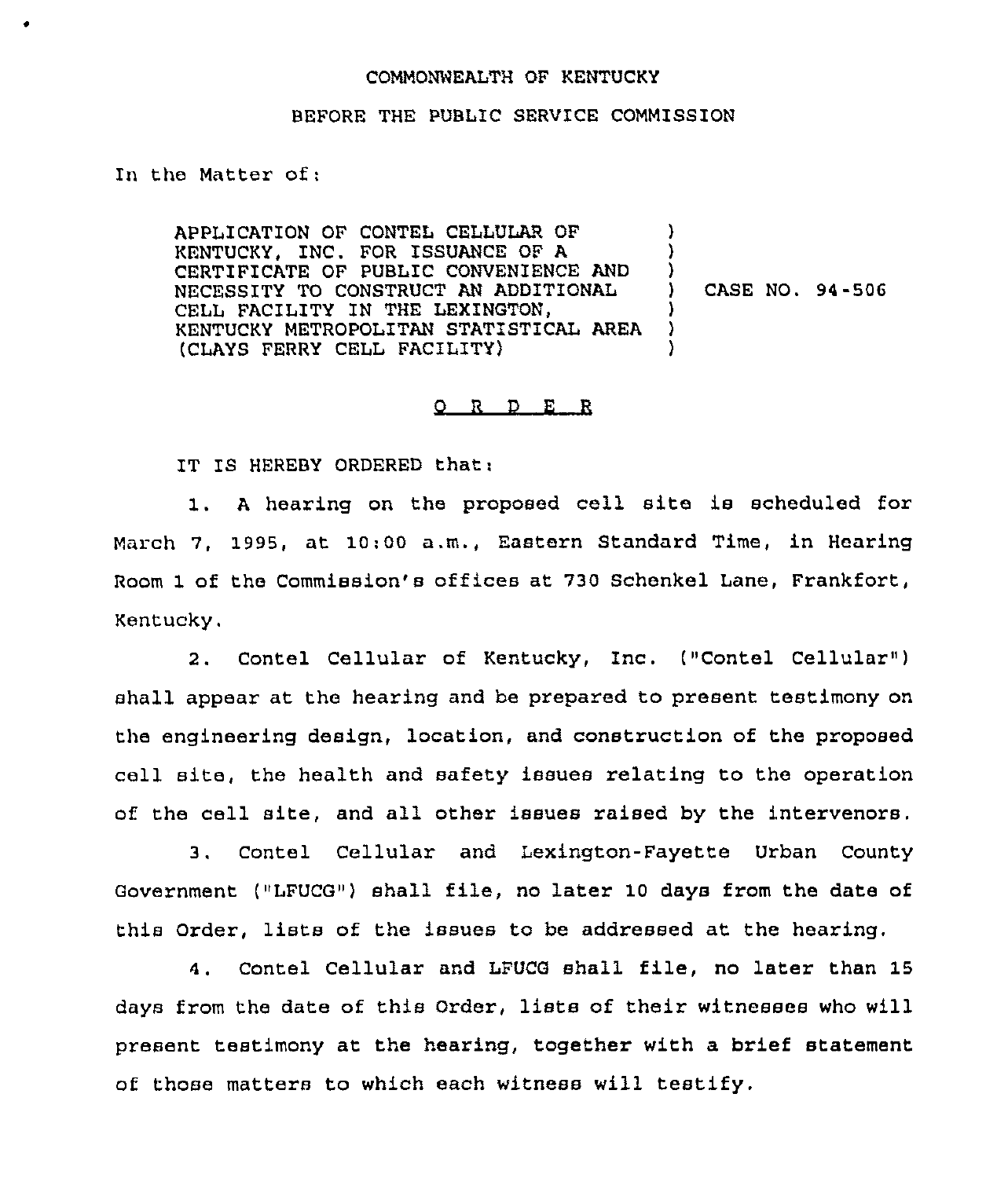COMMONWEALTH OF KENTUCKY

BEFORE THE PUBLIC SERVICE COMMISSION

In the Matter of:

APPLICATION OF CONTEL CELLULAR OF KENTUCKY, INC. FOR ISSUANCE OF A CERTIFICATE OF PUBLIC CONVENIENCE AND NECESSITY TO CONSTRUCT AN ADDITIONAL CELL FACILITY IN THE LEXINGTON, KENTUCKY METROPOLITAN STATISTICAL AREA (CLAYS FERRY CELL FACILITY) ) CASE NO. 94-506

## O R D E R

IT IS HEREBY ORDERED that:

1. A hearing on the proposed cell site is scheduled for March 7, 1995, at 10:00 a.m., Eastern Standard Time, in Hearing Room 1 of the Commission's offices at 730 Schenkel Lane, Frankfort, Kentucky.

2. Contel Cellular of Kentucky, Inc. ("Contel Cellular") shall appear at the hearing and be prepared to present testimony on the engineering design, location, and construction of the proposed cell site, the health and safety issues relating to the operation of the cell site, and all other issues raised by the intervenors.

3. Contel Cellular and Lexington-Fayette Urban County Government ("LFUCG") shall file, no later 10 days from the date of this Order, lists of the issues to be addressed at the hearing.

4. Contel Cellular and LFUCG shall file, no later than 15 days from the date of this Order, lists of their witnesses who will present testimony at the hearing, together with a brief statement of those matters to which each witness will testify.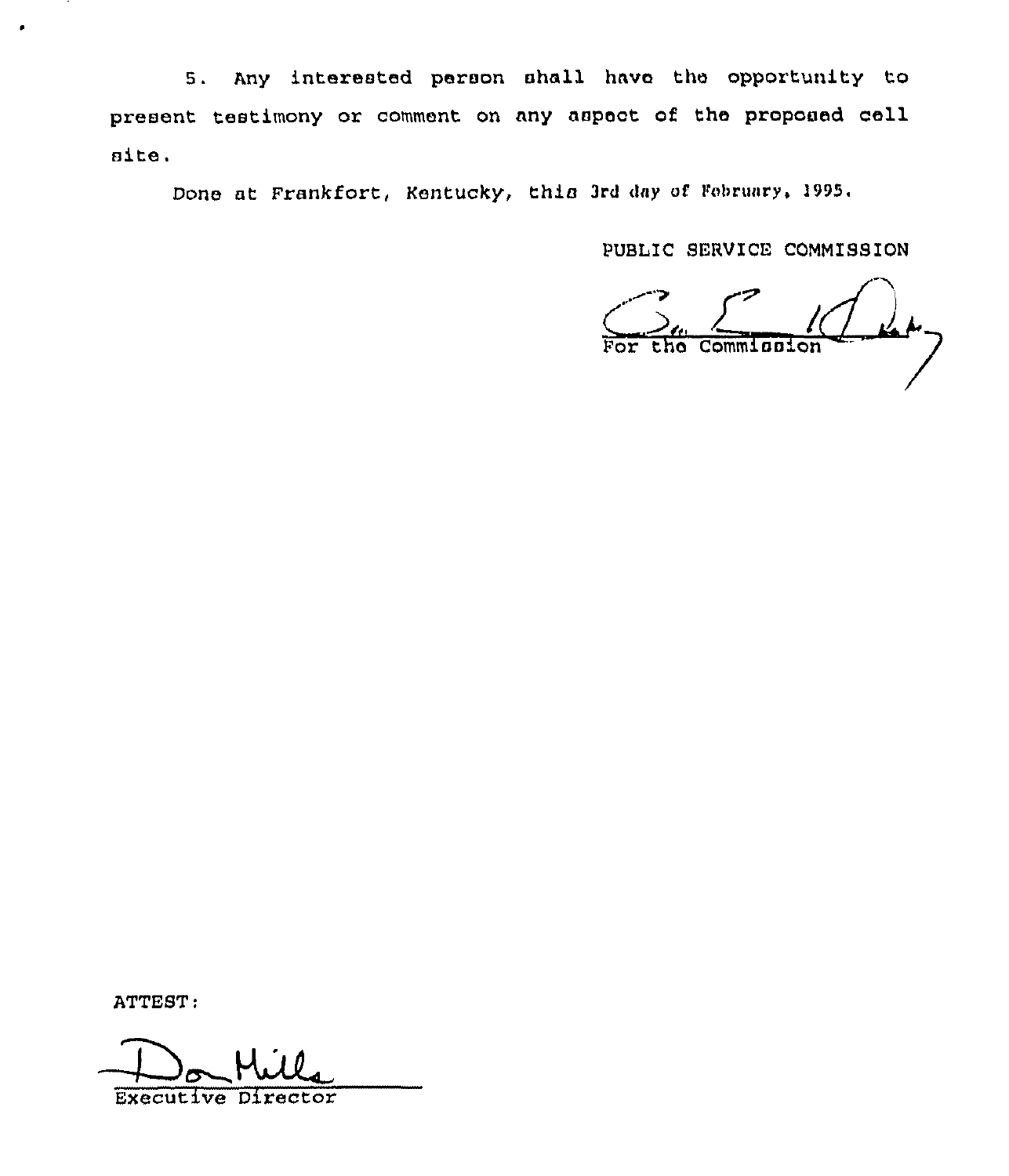5. Any interested person shall have the opportunity to present testimony or comment on any aspect of the proposed cell site.

Done at Frankfort, Kentucky, this 3rd day of February, 1995.

PUBLIC SERVICE COMMISSION

For the Commission

ATTEST:

Executive Director